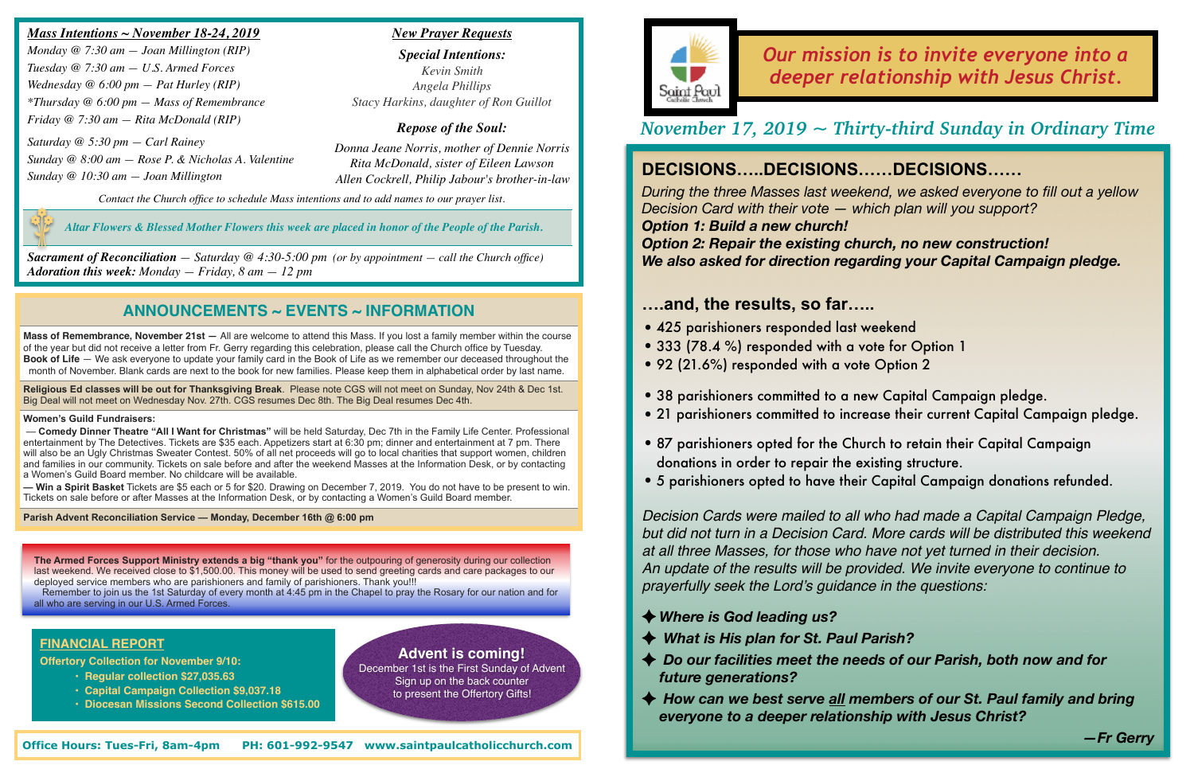## Mass Intentions ~ November 18-24, 2019

*Monday @ 7:30 am — Joan Millington (RIP)*
*Tuesday @ 7:30 am — U.S. Armed Forces*
*Wednesday @ 6:00 pm — Pat Hurley (RIP)*
*\*Thursday @ 6:00 pm — Mass of Remembrance*
*Friday @ 7:30 am — Rita McDonald (RIP)*
*Saturday @ 5:30 pm — Carl Rainey*
*Sunday @ 8:00 am — Rose P. & Nicholas A. Valentine*
*Sunday @ 10:30 am — Joan Millington*

## New Prayer Requests

**Special Intentions:**
*Kevin Smith*
*Angela Phillips*
*Stacy Harkins, daughter of Ron Guillot*

**Repose of the Soul:**
*Donna Jeane Norris, mother of Dennie Norris*
*Rita McDonald, sister of Eileen Lawson*
*Allen Cockrell, Philip Jabour's brother-in-law*

*Contact the Church office to schedule Mass intentions and to add names to our prayer list.*

*Altar Flowers & Blessed Mother Flowers this week are placed in honor of the People of the Parish.*

***Sacrament of Reconciliation*** *— Saturday @ 4:30-5:00 pm (or by appointment — call the Church office)*
***Adoration this week:*** *Monday — Friday, 8 am — 12 pm*

## ANNOUNCEMENTS ~ EVENTS ~ INFORMATION

**Mass of Remembrance, November 21st —** All are welcome to attend this Mass. If you lost a family member within the course of the year but did not receive a letter from Fr. Gerry regarding this celebration, please call the Church office by Tuesday.
**Book of Life** — We ask everyone to update your family card in the Book of Life as we remember our deceased throughout the month of November. Blank cards are next to the book for new families. Please keep them in alphabetical order by last name.

**Religious Ed classes will be out for Thanksgiving Break**. Please note CGS will not meet on Sunday, Nov 24th & Dec 1st. Big Deal will not meet on Wednesday Nov. 27th. CGS resumes Dec 8th. The Big Deal resumes Dec 4th.

**Women's Guild Fundraisers:**
— **Comedy Dinner Theatre "All I Want for Christmas"** will be held Saturday, Dec 7th in the Family Life Center. Professional entertainment by The Detectives. Tickets are $35 each. Appetizers start at 6:30 pm; dinner and entertainment at 7 pm. There will also be an Ugly Christmas Sweater Contest. 50% of all net proceeds will go to local charities that support women, children and families in our community. Tickets on sale before and after the weekend Masses at the Information Desk, or by contacting a Women's Guild Board member. No childcare will be available.
**— Win a Spirit Basket** Tickets are $5 each or 5 for $20. Drawing on December 7, 2019. You do not have to be present to win. Tickets on sale before or after Masses at the Information Desk, or by contacting a Women's Guild Board member.

**Parish Advent Reconciliation Service — Monday, December 16th @ 6:00 pm**

**The Armed Forces Support Ministry extends a big "thank you"** for the outpouring of generosity during our collection last weekend. We received close to $1,500.00. This money will be used to send greeting cards and care packages to our deployed service members who are parishioners and family of parishioners. Thank you!!!
Remember to join us the 1st Saturday of every month at 4:45 pm in the Chapel to pray the Rosary for our nation and for all who are serving in our U.S. Armed Forces.

### FINANCIAL REPORT

**Offertory Collection for November 9/10:**
- **Regular collection $27,035.63**
- **Capital Campaign Collection $9,037.18**
- **Diocesan Missions Second Collection $615.00**

**Advent is coming!**
December 1st is the First Sunday of Advent
Sign up on the back counter
to present the Offertory Gifts!

**Office Hours: Tues-Fri, 8am-4pm PH: 601-992-9547 www.saintpaulcatholicchurch.com**

Saint Paul Catholic Church

*Our mission is to invite everyone into a deeper relationship with Jesus Christ.*

*November 17, 2019 ~ Thirty-third Sunday in Ordinary Time*

## DECISIONS.....DECISIONS......DECISIONS......

*During the three Masses last weekend, we asked everyone to fill out a yellow Decision Card with their vote — which plan will you support?*
***Option 1: Build a new church!***
***Option 2: Repair the existing church, no new construction!***
***We also asked for direction regarding your Capital Campaign pledge.***

### ....and, the results, so far.....

- 425 parishioners responded last weekend
- 333 (78.4 %) responded with a vote for Option 1
- 92 (21.6%) responded with a vote Option 2

- 38 parishioners committed to a new Capital Campaign pledge.
- 21 parishioners committed to increase their current Capital Campaign pledge.

- 87 parishioners opted for the Church to retain their Capital Campaign donations in order to repair the existing structure.
- 5 parishioners opted to have their Capital Campaign donations refunded.

*Decision Cards were mailed to all who had made a Capital Campaign Pledge, but did not turn in a Decision Card. More cards will be distributed this weekend at all three Masses, for those who have not yet turned in their decision. An update of the results will be provided. We invite everyone to continue to prayerfully seek the Lord's guidance in the questions:*

✦ ***Where is God leading us?***
✦ ***What is His plan for St. Paul Parish?***
✦ ***Do our facilities meet the needs of our Parish, both now and for future generations?***
✦ ***How can we best serve all members of our St. Paul family and bring everyone to a deeper relationship with Jesus Christ?***

***—Fr Gerry***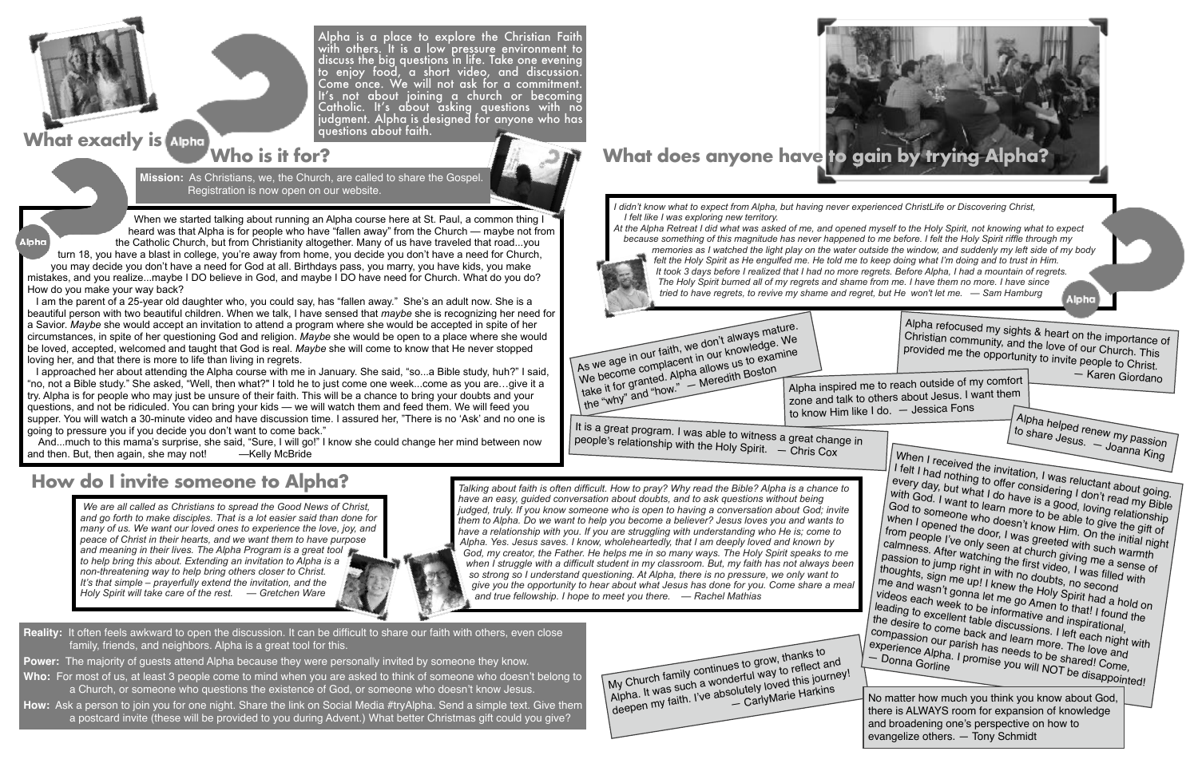## What exactly is Alpha?

Alpha is a place to explore the Christian Faith with others. It is a low pressure environment to discuss the big questions in life. Take one evening to enjoy food, a short video, and discussion. Come once. We will not ask for a commitment. It's not about joining a church or becoming Catholic. It's about asking questions with no judgment. Alpha is designed for anyone who has questions about faith.

## Who is it for?

**Mission:** As Christians, we, the Church, are called to share the Gospel. Registration is now open on our website.

When we started talking about running an Alpha course here at St. Paul, a common thing I heard was that Alpha is for people who have "fallen away" from the Church — maybe not from the Catholic Church, but from Christianity altogether. Many of us have traveled that road...you turn 18, you have a blast in college, you're away from home, you decide you don't have a need for Church, you may decide you don't have a need for God at all. Birthdays pass, you marry, you have kids, you make mistakes, and you realize...maybe I DO believe in God, and maybe I DO have need for Church. What do you do? How do you make your way back?

I am the parent of a 25-year old daughter who, you could say, has "fallen away." She's an adult now. She is a beautiful person with two beautiful children. When we talk, I have sensed that *maybe* she is recognizing her need for a Savior. *Maybe* she would accept an invitation to attend a program where she would be accepted in spite of her circumstances, in spite of her questioning God and religion. *Maybe* she would be open to a place where she would be loved, accepted, welcomed and taught that God is real. *Maybe* she will come to know that He never stopped loving her, and that there is more to life than living in regrets.

I approached her about attending the Alpha course with me in January. She said, "so...a Bible study, huh?" I said, "no, not a Bible study." She asked, "Well, then what?" I told he to just come one week...come as you are…give it a try. Alpha is for people who may just be unsure of their faith. This will be a chance to bring your doubts and your questions, and not be ridiculed. You can bring your kids — we will watch them and feed them. We will feed you supper. You will watch a 30-minute video and have discussion time. I assured her, "There is no 'Ask' and no one is going to pressure you if you decide you don't want to come back."

And...much to this mama's surprise, she said, "Sure, I will go!" I know she could change her mind between now and then. But, then again, she may not! —Kelly McBride

## How do I invite someone to Alpha?

*We are all called as Christians to spread the Good News of Christ, and go forth to make disciples. That is a lot easier said than done for many of us. We want our loved ones to experience the love, joy, and peace of Christ in their hearts, and we want them to have purpose and meaning in their lives. The Alpha Program is a great tool to help bring this about. Extending an invitation to Alpha is a non-threatening way to help bring others closer to Christ. It's that simple – prayerfully extend the invitation, and the Holy Spirit will take care of the rest. — Gretchen Ware*

*Talking about faith is often difficult. How to pray? Why read the Bible? Alpha is a chance to have an easy, guided conversation about doubts, and to ask questions without being judged, truly. If you know someone who is open to having a conversation about God; invite them to Alpha. Do we want to help you become a believer? Jesus loves you and wants to have a relationship with you. If you are struggling with understanding who He is; come to Alpha. Yes. Jesus saves. I know, wholeheartedly, that I am deeply loved and known by God, my creator, the Father. He helps me in so many ways. The Holy Spirit speaks to me when I struggle with a difficult student in my classroom. But, my faith has not always been so strong so I understand questioning. At Alpha, there is no pressure, we only want to give you the opportunity to hear about what Jesus has done for you. Come share a meal and true fellowship. I hope to meet you there. — Rachel Mathias*

**Reality:** It often feels awkward to open the discussion. It can be difficult to share our faith with others, even close family, friends, and neighbors. Alpha is a great tool for this.

**Power:** The majority of guests attend Alpha because they were personally invited by someone they know.

**Who:** For most of us, at least 3 people come to mind when you are asked to think of someone who doesn't belong to a Church, or someone who questions the existence of God, or someone who doesn't know Jesus.

**How:** Ask a person to join you for one night. Share the link on Social Media #tryAlpha. Send a simple text. Give them a postcard invite (these will be provided to you during Advent.) What better Christmas gift could you give?

## What does anyone have to gain by trying Alpha?

*I didn't know what to expect from Alpha, but having never experienced ChristLife or Discovering Christ, I felt like I was exploring new territory.*
*At the Alpha Retreat I did what was asked of me, and opened myself to the Holy Spirit, not knowing what to expect because something of this magnitude has never happened to me before. I felt the Holy Spirit riffle through my memories as I watched the light play on the water outside the window, and suddenly my left side of my body felt the Holy Spirit as He engulfed me. He told me to keep doing what I'm doing and to trust in Him. It took 3 days before I realized that I had no more regrets. Before Alpha, I had a mountain of regrets. The Holy Spirit burned all of my regrets and shame from me. I have them no more. I have since tried to have regrets, to revive my shame and regret, but He won't let me. — Sam Hamburg*

As we age in our faith, we don't always mature. We become complacent in our knowledge. We take it for granted. Alpha allows us to examine the "why" and "how." — Meredith Boston

Alpha refocused my sights & heart on the importance of Christian community, and the love of our Church. This provided me the opportunity to invite people to Christ. — Karen Giordano

Alpha inspired me to reach outside of my comfort zone and talk to others about Jesus. I want them to know Him like I do. — Jessica Fons

Alpha helped renew my passion to share Jesus. — Joanna King

It is a great program. I was able to witness a great change in people's relationship with the Holy Spirit. — Chris Cox

When I received the invitation, I was reluctant about going. I felt I had nothing to offer considering I don't read my Bible every day, but what I do have is a good, loving relationship with God. I want to learn more to be able to give the gift of God to someone who doesn't know Him. On the initial night when I opened the door, I was greeted with such warmth from people I've only seen at church giving me a sense of calmness. After watching the first video, I was filled with passion to jump right in with no doubts, no second thoughts, sign me up! I knew the Holy Spirit had a hold on me and wasn't gonna let me go Amen to that! I found the videos each week to be informative and inspirational, leading to excellent table discussions. I left each night with the desire to come back and learn more. The love and compassion our parish has needs to be shared! Come, experience Alpha. I promise you will NOT be disappointed! — Donna Gorline

My Church family continues to grow, thanks to Alpha. It was such a wonderful way to reflect and deepen my faith. I've absolutely loved this journey! — CarlyMarie Harkins

No matter how much you think you know about God, there is ALWAYS room for expansion of knowledge and broadening one's perspective on how to evangelize others. — Tony Schmidt